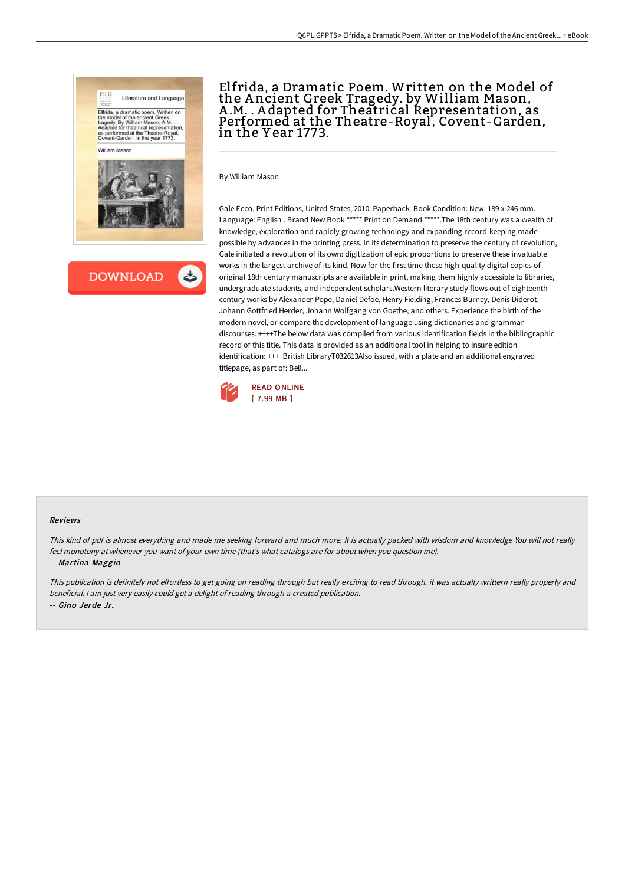# Elfrida, a Dramatic Poem. Written on the Model of the Ancient Greek Tragedy. by William Mason, A.M. . Adapted for Theatrical Representation, as Performed at the Theatre-Royal, Covent-Garden, in the Year 1773.

By William Mason

Gale Ecco, Print Editions, United States, 2010. Paperback. Book Condition: New. 189 x 246 mm. Language: English . Brand New Book ***** Print on Demand *****.The 18th century was a wealth of knowledge, exploration and rapidly growing technology and expanding record-keeping made possible by advances in the printing press. In its determination to preserve the century of revolution, Gale initiated a revolution of its own: digitization of epic proportions to preserve these invaluable works in the largest archive of its kind. Now for the first time these high-quality digital copies of original 18th century manuscripts are available in print, making them highly accessible to libraries, undergraduate students, and independent scholars.Western literary study flows out of eighteenth-century works by Alexander Pope, Daniel Defoe, Henry Fielding, Frances Burney, Denis Diderot, Johann Gottfried Herder, Johann Wolfgang von Goethe, and others. Experience the birth of the modern novel, or compare the development of language using dictionaries and grammar discourses. ++++The below data was compiled from various identification fields in the bibliographic record of this title. This data is provided as an additional tool in helping to insure edition identification: ++++British LibraryT032613Also issued, with a plate and an additional engraved titlepage, as part of: Bell...

READ ONLINE
[ 7.99 MB ]

#### Reviews

*This kind of pdf is almost everything and made me seeking forward and much more. It is actually packed with wisdom and knowledge You will not really feel monotony at whenever you want of your own time (that's what catalogs are for about when you question me).*

-- *Martina Maggio*

*This publication is definitely not effortless to get going on reading through but really exciting to read through. it was actually writtern really properly and beneficial. I am just very easily could get a delight of reading through a created publication.*

-- *Gino Jerde Jr.*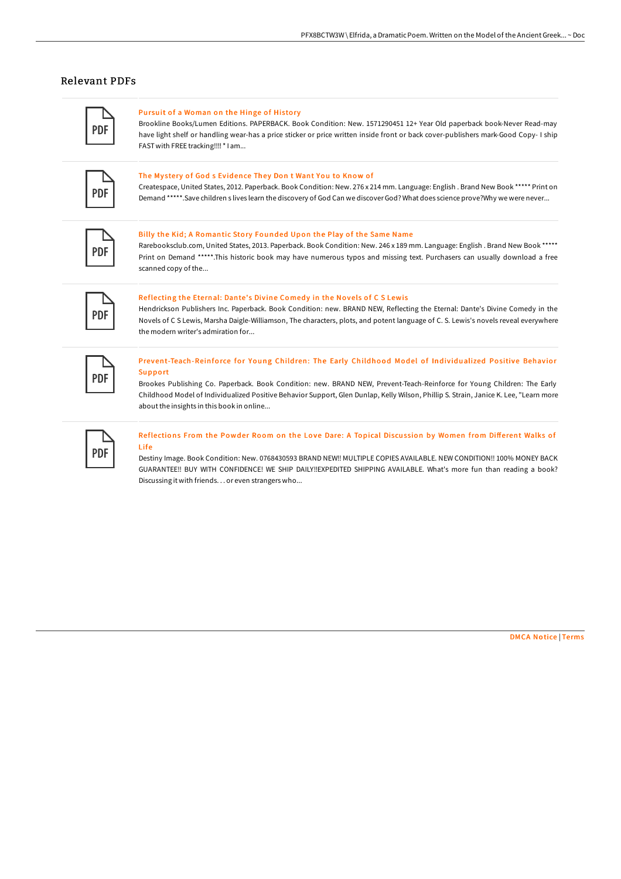## Relevant PDFs

### Pursuit of a Woman on the Hinge of History

Brookline Books/Lumen Editions. PAPERBACK. Book Condition: New. 1571290451 12+ Year Old paperback book-Never Read-may have light shelf or handling wear-has a price sticker or price written inside front or back cover-publishers mark-Good Copy- I ship FAST with FREE tracking!!!! * I am...

### The Mystery of God s Evidence They Don t Want You to Know of

Createspace, United States, 2012. Paperback. Book Condition: New. 276 x 214 mm. Language: English . Brand New Book ***** Print on Demand *****.Save children s lives learn the discovery of God Can we discover God? What does science prove?Why we were never...

### Billy the Kid; A Romantic Story Founded Upon the Play of the Same Name

Rarebooksclub.com, United States, 2013. Paperback. Book Condition: New. 246 x 189 mm. Language: English . Brand New Book ***** Print on Demand *****.This historic book may have numerous typos and missing text. Purchasers can usually download a free scanned copy of the...

### Reflecting the Eternal: Dante's Divine Comedy in the Novels of C S Lewis

Hendrickson Publishers Inc. Paperback. Book Condition: new. BRAND NEW, Reflecting the Eternal: Dante's Divine Comedy in the Novels of C S Lewis, Marsha Daigle-Williamson, The characters, plots, and potent language of C. S. Lewis's novels reveal everywhere the modern writer's admiration for...

### Prevent-Teach-Reinforce for Young Children: The Early Childhood Model of Individualized Positive Behavior Support

Brookes Publishing Co. Paperback. Book Condition: new. BRAND NEW, Prevent-Teach-Reinforce for Young Children: The Early Childhood Model of Individualized Positive Behavior Support, Glen Dunlap, Kelly Wilson, Phillip S. Strain, Janice K. Lee, "Learn more about the insights in this book in online...

### Reflections From the Powder Room on the Love Dare: A Topical Discussion by Women from Different Walks of Life

Destiny Image. Book Condition: New. 0768430593 BRAND NEW!! MULTIPLE COPIES AVAILABLE. NEW CONDITION!! 100% MONEY BACK GUARANTEE!! BUY WITH CONFIDENCE! WE SHIP DAILY!!EXPEDITED SHIPPING AVAILABLE. What's more fun than reading a book? Discussing it with friends. . . or even strangers who...

DMCA Notice | Terms